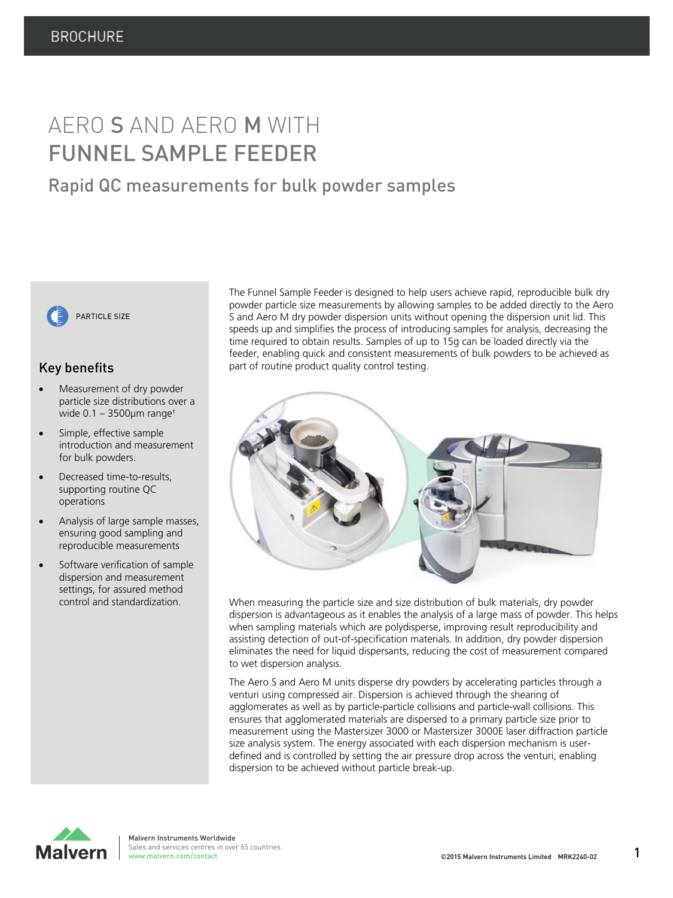BROCHURE

# AERO S AND AERO M WITH FUNNEL SAMPLE FEEDER

## Rapid QC measurements for bulk powder samples

PARTICLE SIZE

### Key benefits

- Measurement of dry powder particle size distributions over a wide 0.1 – 3500µm range†
- Simple, effective sample introduction and measurement for bulk powders.
- Decreased time-to-results, supporting routine QC operations
- Analysis of large sample masses, ensuring good sampling and reproducible measurements
- Software verification of sample dispersion and measurement settings, for assured method control and standardization.

The Funnel Sample Feeder is designed to help users achieve rapid, reproducible bulk dry powder particle size measurements by allowing samples to be added directly to the Aero S and Aero M dry powder dispersion units without opening the dispersion unit lid. This speeds up and simplifies the process of introducing samples for analysis, decreasing the time required to obtain results. Samples of up to 15g can be loaded directly via the feeder, enabling quick and consistent measurements of bulk powders to be achieved as part of routine product quality control testing.

When measuring the particle size and size distribution of bulk materials, dry powder dispersion is advantageous as it enables the analysis of a large mass of powder. This helps when sampling materials which are polydisperse, improving result reproducibility and assisting detection of out-of-specification materials. In addition, dry powder dispersion eliminates the need for liquid dispersants, reducing the cost of measurement compared to wet dispersion analysis.

The Aero S and Aero M units disperse dry powders by accelerating particles through a venturi using compressed air. Dispersion is achieved through the shearing of agglomerates as well as by particle-particle collisions and particle-wall collisions. This ensures that agglomerated materials are dispersed to a primary particle size prior to measurement using the Mastersizer 3000 or Mastersizer 3000E laser diffraction particle size analysis system. The energy associated with each dispersion mechanism is user-defined and is controlled by setting the air pressure drop across the venturi, enabling dispersion to be achieved without particle break-up.

Malvern Instruments Worldwide
Sales and services centres in over 65 countries
www.malvern.com/contact

©2015 Malvern Instruments Limited MRK2240-02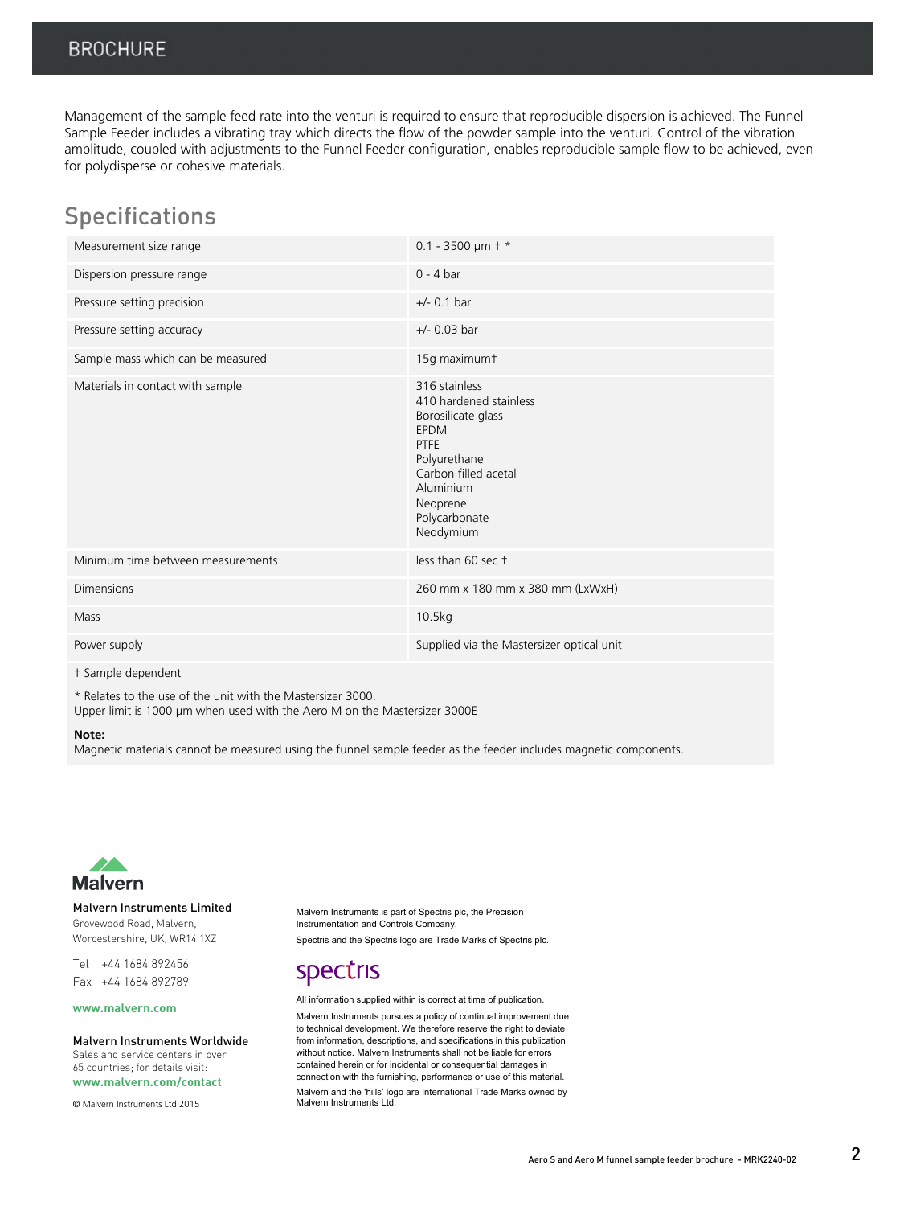Management of the sample feed rate into the venturi is required to ensure that reproducible dispersion is achieved. The Funnel Sample Feeder includes a vibrating tray which directs the flow of the powder sample into the venturi. Control of the vibration amplitude, coupled with adjustments to the Funnel Feeder configuration, enables reproducible sample flow to be achieved, even for polydisperse or cohesive materials.

## Specifications

| | |
|---|---|
| Measurement size range | 0.1 - 3500 µm † * |
| Dispersion pressure range | 0 - 4 bar |
| Pressure setting precision | +/- 0.1 bar |
| Pressure setting accuracy | +/- 0.03 bar |
| Sample mass which can be measured | 15g maximum† |
| Materials in contact with sample | 316 stainless<br>410 hardened stainless<br>Borosilicate glass<br>EPDM<br>PTFE<br>Polyurethane<br>Carbon filled acetal<br>Aluminium<br>Neoprene<br>Polycarbonate<br>Neodymium |
| Minimum time between measurements | less than 60 sec † |
| Dimensions | 260 mm x 180 mm x 380 mm (LxWxH) |
| Mass | 10.5kg |
| Power supply | Supplied via the Mastersizer optical unit |

† Sample dependent

* Relates to the use of the unit with the Mastersizer 3000.
Upper limit is 1000 µm when used with the Aero M on the Mastersizer 3000E

**Note:**
Magnetic materials cannot be measured using the funnel sample feeder as the feeder includes magnetic components.

Malvern

**Malvern Instruments Limited**
Grovewood Road, Malvern,
Worcestershire, UK, WR14 1XZ

Tel +44 1684 892456
Fax +44 1684 892789

**www.malvern.com**

**Malvern Instruments Worldwide**
Sales and service centers in over 65 countries; for details visit:
**www.malvern.com/contact**

© Malvern Instruments Ltd 2015

Malvern Instruments is part of Spectris plc, the Precision Instrumentation and Controls Company.

Spectris and the Spectris logo are Trade Marks of Spectris plc.

spectris

All information supplied within is correct at time of publication.

Malvern Instruments pursues a policy of continual improvement due to technical development. We therefore reserve the right to deviate from information, descriptions, and specifications in this publication without notice. Malvern Instruments shall not be liable for errors contained herein or for incidental or consequential damages in connection with the furnishing, performance or use of this material.

Malvern and the 'hills' logo are International Trade Marks owned by Malvern Instruments Ltd.